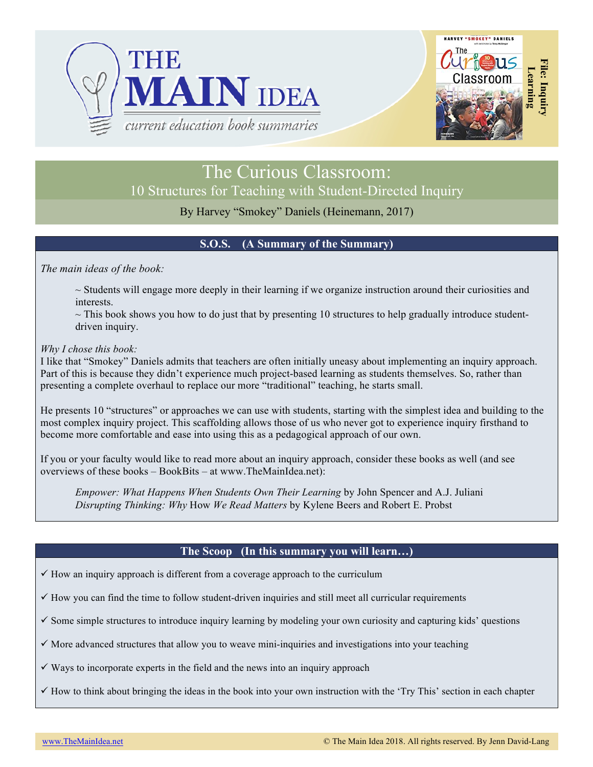# THE MAIN IDEA

*current education book summaries*

File: Inquiry Learning

# The Curious Classroom:

## 10 Structures for Teaching with Student-Directed Inquiry

By Harvey "Smokey" Daniels (Heinemann, 2017)

## S.O.S. (A Summary of the Summary)

*The main ideas of the book:*

~ Students will engage more deeply in their learning if we organize instruction around their curiosities and interests.

~ This book shows you how to do just that by presenting 10 structures to help gradually introduce student-driven inquiry.

*Why I chose this book:*

I like that "Smokey" Daniels admits that teachers are often initially uneasy about implementing an inquiry approach. Part of this is because they didn't experience much project-based learning as students themselves. So, rather than presenting a complete overhaul to replace our more "traditional" teaching, he starts small.

He presents 10 "structures" or approaches we can use with students, starting with the simplest idea and building to the most complex inquiry project. This scaffolding allows those of us who never got to experience inquiry firsthand to become more comfortable and ease into using this as a pedagogical approach of our own.

If you or your faculty would like to read more about an inquiry approach, consider these books as well (and see overviews of these books – BookBits – at www.TheMainIdea.net):

*Empower: What Happens When Students Own Their Learning* by John Spencer and A.J. Juliani
*Disrupting Thinking: Why* How *We Read Matters* by Kylene Beers and Robert E. Probst

## The Scoop (In this summary you will learn…)

✓ How an inquiry approach is different from a coverage approach to the curriculum

✓ How you can find the time to follow student-driven inquiries and still meet all curricular requirements

✓ Some simple structures to introduce inquiry learning by modeling your own curiosity and capturing kids' questions

✓ More advanced structures that allow you to weave mini-inquiries and investigations into your teaching

✓ Ways to incorporate experts in the field and the news into an inquiry approach

✓ How to think about bringing the ideas in the book into your own instruction with the 'Try This' section in each chapter

www.TheMainIdea.net © The Main Idea 2018. All rights reserved. By Jenn David-Lang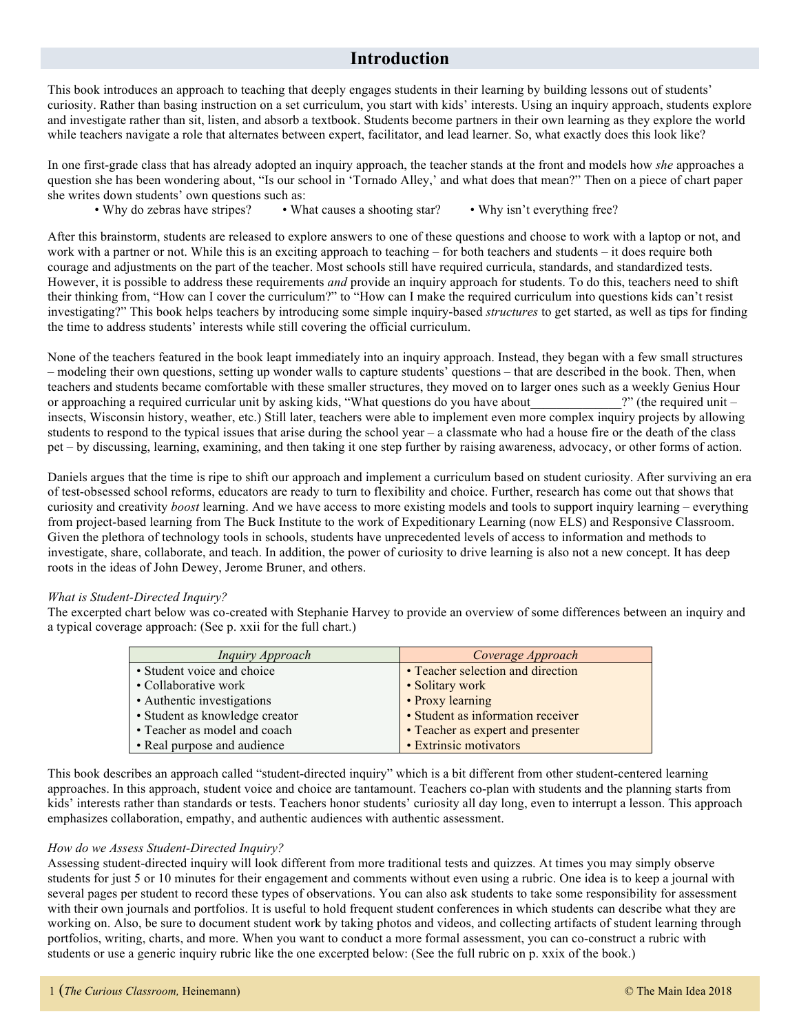# Introduction

This book introduces an approach to teaching that deeply engages students in their learning by building lessons out of students' curiosity. Rather than basing instruction on a set curriculum, you start with kids' interests. Using an inquiry approach, students explore and investigate rather than sit, listen, and absorb a textbook. Students become partners in their own learning as they explore the world while teachers navigate a role that alternates between expert, facilitator, and lead learner. So, what exactly does this look like?

In one first-grade class that has already adopted an inquiry approach, the teacher stands at the front and models how *she* approaches a question she has been wondering about, "Is our school in 'Tornado Alley,' and what does that mean?" Then on a piece of chart paper she writes down students' own questions such as:

- Why do zebras have stripes?
- What causes a shooting star?
- Why isn't everything free?

After this brainstorm, students are released to explore answers to one of these questions and choose to work with a laptop or not, and work with a partner or not. While this is an exciting approach to teaching – for both teachers and students – it does require both courage and adjustments on the part of the teacher. Most schools still have required curricula, standards, and standardized tests. However, it is possible to address these requirements *and* provide an inquiry approach for students. To do this, teachers need to shift their thinking from, "How can I cover the curriculum?" to "How can I make the required curriculum into questions kids can't resist investigating?" This book helps teachers by introducing some simple inquiry-based *structures* to get started, as well as tips for finding the time to address students' interests while still covering the official curriculum.

None of the teachers featured in the book leapt immediately into an inquiry approach. Instead, they began with a few small structures – modeling their own questions, setting up wonder walls to capture students' questions – that are described in the book. Then, when teachers and students became comfortable with these smaller structures, they moved on to larger ones such as a weekly Genius Hour or approaching a required curricular unit by asking kids, "What questions do you have about______________?" (the required unit – insects, Wisconsin history, weather, etc.) Still later, teachers were able to implement even more complex inquiry projects by allowing students to respond to the typical issues that arise during the school year – a classmate who had a house fire or the death of the class pet – by discussing, learning, examining, and then taking it one step further by raising awareness, advocacy, or other forms of action.

Daniels argues that the time is ripe to shift our approach and implement a curriculum based on student curiosity. After surviving an era of test-obsessed school reforms, educators are ready to turn to flexibility and choice. Further, research has come out that shows that curiosity and creativity *boost* learning. And we have access to more existing models and tools to support inquiry learning – everything from project-based learning from The Buck Institute to the work of Expeditionary Learning (now ELS) and Responsive Classroom. Given the plethora of technology tools in schools, students have unprecedented levels of access to information and methods to investigate, share, collaborate, and teach. In addition, the power of curiosity to drive learning is also not a new concept. It has deep roots in the ideas of John Dewey, Jerome Bruner, and others.

*What is Student-Directed Inquiry?*

The excerpted chart below was co-created with Stephanie Harvey to provide an overview of some differences between an inquiry and a typical coverage approach: (See p. xxii for the full chart.)

| *Inquiry Approach* | *Coverage Approach* |
| --- | --- |
| • Student voice and choice | • Teacher selection and direction |
| • Collaborative work | • Solitary work |
| • Authentic investigations | • Proxy learning |
| • Student as knowledge creator | • Student as information receiver |
| • Teacher as model and coach | • Teacher as expert and presenter |
| • Real purpose and audience | • Extrinsic motivators |

This book describes an approach called "student-directed inquiry" which is a bit different from other student-centered learning approaches. In this approach, student voice and choice are tantamount. Teachers co-plan with students and the planning starts from kids' interests rather than standards or tests. Teachers honor students' curiosity all day long, even to interrupt a lesson. This approach emphasizes collaboration, empathy, and authentic audiences with authentic assessment.

*How do we Assess Student-Directed Inquiry?*

Assessing student-directed inquiry will look different from more traditional tests and quizzes. At times you may simply observe students for just 5 or 10 minutes for their engagement and comments without even using a rubric. One idea is to keep a journal with several pages per student to record these types of observations. You can also ask students to take some responsibility for assessment with their own journals and portfolios. It is useful to hold frequent student conferences in which students can describe what they are working on. Also, be sure to document student work by taking photos and videos, and collecting artifacts of student learning through portfolios, writing, charts, and more. When you want to conduct a more formal assessment, you can co-construct a rubric with students or use a generic inquiry rubric like the one excerpted below: (See the full rubric on p. xxix of the book.)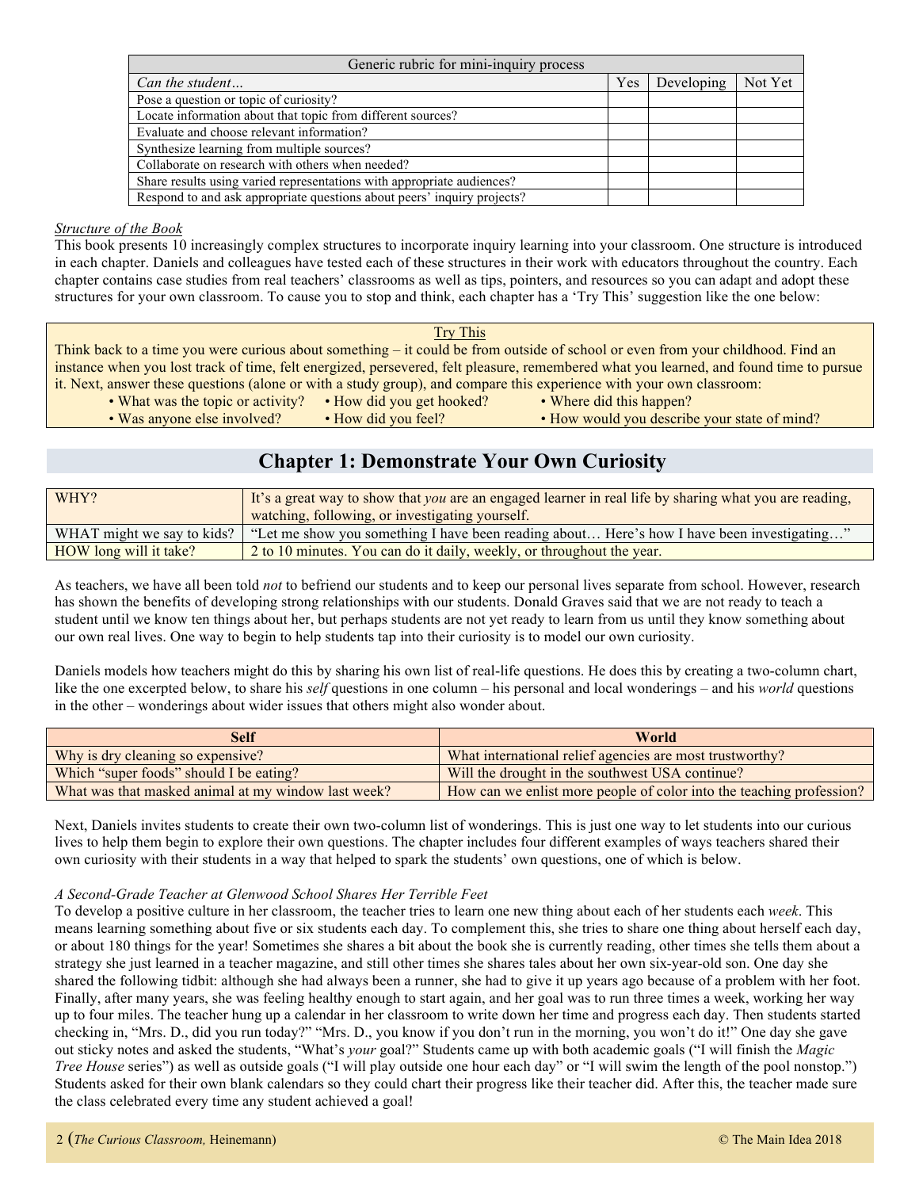| Generic rubric for mini-inquiry process | | | |
|---|---|---|---|
| *Can the student…* | Yes | Developing | Not Yet |
| Pose a question or topic of curiosity? | | | |
| Locate information about that topic from different sources? | | | |
| Evaluate and choose relevant information? | | | |
| Synthesize learning from multiple sources? | | | |
| Collaborate on research with others when needed? | | | |
| Share results using varied representations with appropriate audiences? | | | |
| Respond to and ask appropriate questions about peers' inquiry projects? | | | |

*Structure of the Book*
This book presents 10 increasingly complex structures to incorporate inquiry learning into your classroom. One structure is introduced in each chapter. Daniels and colleagues have tested each of these structures in their work with educators throughout the country. Each chapter contains case studies from real teachers' classrooms as well as tips, pointers, and resources so you can adapt and adopt these structures for your own classroom. To cause you to stop and think, each chapter has a 'Try This' suggestion like the one below:

> Try This
>
> Think back to a time you were curious about something – it could be from outside of school or even from your childhood. Find an instance when you lost track of time, felt energized, persevered, felt pleasure, remembered what you learned, and found time to pursue it. Next, answer these questions (alone or with a study group), and compare this experience with your own classroom:
> - What was the topic or activity?
> - How did you get hooked?
> - Where did this happen?
> - Was anyone else involved?
> - How did you feel?
> - How would you describe your state of mind?

## Chapter 1: Demonstrate Your Own Curiosity

| | |
|---|---|
| WHY? | It's a great way to show that *you* are an engaged learner in real life by sharing what you are reading, watching, following, or investigating yourself. |
| WHAT might we say to kids? | "Let me show you something I have been reading about… Here's how I have been investigating…" |
| HOW long will it take? | 2 to 10 minutes. You can do it daily, weekly, or throughout the year. |

As teachers, we have all been told *not* to befriend our students and to keep our personal lives separate from school. However, research has shown the benefits of developing strong relationships with our students. Donald Graves said that we are not ready to teach a student until we know ten things about her, but perhaps students are not yet ready to learn from us until they know something about our own real lives. One way to begin to help students tap into their curiosity is to model our own curiosity.

Daniels models how teachers might do this by sharing his own list of real-life questions. He does this by creating a two-column chart, like the one excerpted below, to share his *self* questions in one column – his personal and local wonderings – and his *world* questions in the other – wonderings about wider issues that others might also wonder about.

| Self | World |
|---|---|
| Why is dry cleaning so expensive? | What international relief agencies are most trustworthy? |
| Which "super foods" should I be eating? | Will the drought in the southwest USA continue? |
| What was that masked animal at my window last week? | How can we enlist more people of color into the teaching profession? |

Next, Daniels invites students to create their own two-column list of wonderings. This is just one way to let students into our curious lives to help them begin to explore their own questions. The chapter includes four different examples of ways teachers shared their own curiosity with their students in a way that helped to spark the students' own questions, one of which is below.

*A Second-Grade Teacher at Glenwood School Shares Her Terrible Feet*
To develop a positive culture in her classroom, the teacher tries to learn one new thing about each of her students each *week*. This means learning something about five or six students each day. To complement this, she tries to share one thing about herself each day, or about 180 things for the year! Sometimes she shares a bit about the book she is currently reading, other times she tells them about a strategy she just learned in a teacher magazine, and still other times she shares tales about her own six-year-old son. One day she shared the following tidbit: although she had always been a runner, she had to give it up years ago because of a problem with her foot. Finally, after many years, she was feeling healthy enough to start again, and her goal was to run three times a week, working her way up to four miles. The teacher hung up a calendar in her classroom to write down her time and progress each day. Then students started checking in, "Mrs. D., did you run today?" "Mrs. D., you know if you don't run in the morning, you won't do it!" One day she gave out sticky notes and asked the students, "What's *your* goal?" Students came up with both academic goals ("I will finish the *Magic Tree House* series") as well as outside goals ("I will play outside one hour each day" or "I will swim the length of the pool nonstop.") Students asked for their own blank calendars so they could chart their progress like their teacher did. After this, the teacher made sure the class celebrated every time any student achieved a goal!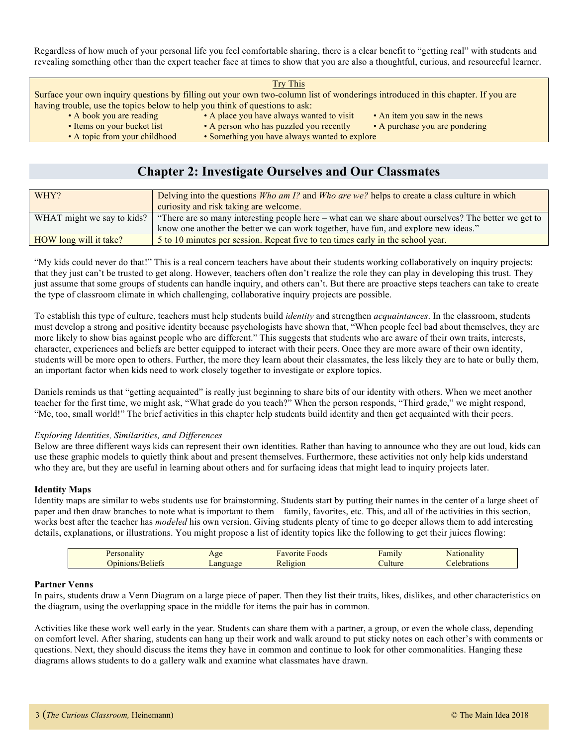Regardless of how much of your personal life you feel comfortable sharing, there is a clear benefit to "getting real" with students and revealing something other than the expert teacher face at times to show that you are also a thoughtful, curious, and resourceful learner.

> Try This
>
> Surface your own inquiry questions by filling out your own two-column list of wonderings introduced in this chapter. If you are having trouble, use the topics below to help you think of questions to ask:
>
> - A book you are reading
> - A place you have always wanted to visit
> - An item you saw in the news
> - Items on your bucket list
> - A person who has puzzled you recently
> - A purchase you are pondering
> - A topic from your childhood
> - Something you have always wanted to explore

## Chapter 2: Investigate Ourselves and Our Classmates

| | |
|---|---|
| WHY? | Delving into the questions *Who am I?* and *Who are we?* helps to create a class culture in which curiosity and risk taking are welcome. |
| WHAT might we say to kids? | "There are so many interesting people here – what can we share about ourselves? The better we get to know one another the better we can work together, have fun, and explore new ideas." |
| HOW long will it take? | 5 to 10 minutes per session. Repeat five to ten times early in the school year. |

"My kids could never do that!" This is a real concern teachers have about their students working collaboratively on inquiry projects: that they just can't be trusted to get along. However, teachers often don't realize the role they can play in developing this trust. They just assume that some groups of students can handle inquiry, and others can't. But there are proactive steps teachers can take to create the type of classroom climate in which challenging, collaborative inquiry projects are possible.

To establish this type of culture, teachers must help students build *identity* and strengthen *acquaintances*. In the classroom, students must develop a strong and positive identity because psychologists have shown that, "When people feel bad about themselves, they are more likely to show bias against people who are different." This suggests that students who are aware of their own traits, interests, character, experiences and beliefs are better equipped to interact with their peers. Once they are more aware of their own identity, students will be more open to others. Further, the more they learn about their classmates, the less likely they are to hate or bully them, an important factor when kids need to work closely together to investigate or explore topics.

Daniels reminds us that "getting acquainted" is really just beginning to share bits of our identity with others. When we meet another teacher for the first time, we might ask, "What grade do you teach?" When the person responds, "Third grade," we might respond, "Me, too, small world!" The brief activities in this chapter help students build identity and then get acquainted with their peers.

*Exploring Identities, Similarities, and Differences*

Below are three different ways kids can represent their own identities. Rather than having to announce who they are out loud, kids can use these graphic models to quietly think about and present themselves. Furthermore, these activities not only help kids understand who they are, but they are useful in learning about others and for surfacing ideas that might lead to inquiry projects later.

**Identity Maps**

Identity maps are similar to webs students use for brainstorming. Students start by putting their names in the center of a large sheet of paper and then draw branches to note what is important to them – family, favorites, etc. This, and all of the activities in this section, works best after the teacher has *modeled* his own version. Giving students plenty of time to go deeper allows them to add interesting details, explanations, or illustrations. You might propose a list of identity topics like the following to get their juices flowing:

| | | | | |
|---|---|---|---|---|
| Personality | Age | Favorite Foods | Family | Nationality |
| Opinions/Beliefs | Language | Religion | Culture | Celebrations |

**Partner Venns**

In pairs, students draw a Venn Diagram on a large piece of paper. Then they list their traits, likes, dislikes, and other characteristics on the diagram, using the overlapping space in the middle for items the pair has in common.

Activities like these work well early in the year. Students can share them with a partner, a group, or even the whole class, depending on comfort level. After sharing, students can hang up their work and walk around to put sticky notes on each other's with comments or questions. Next, they should discuss the items they have in common and continue to look for other commonalities. Hanging these diagrams allows students to do a gallery walk and examine what classmates have drawn.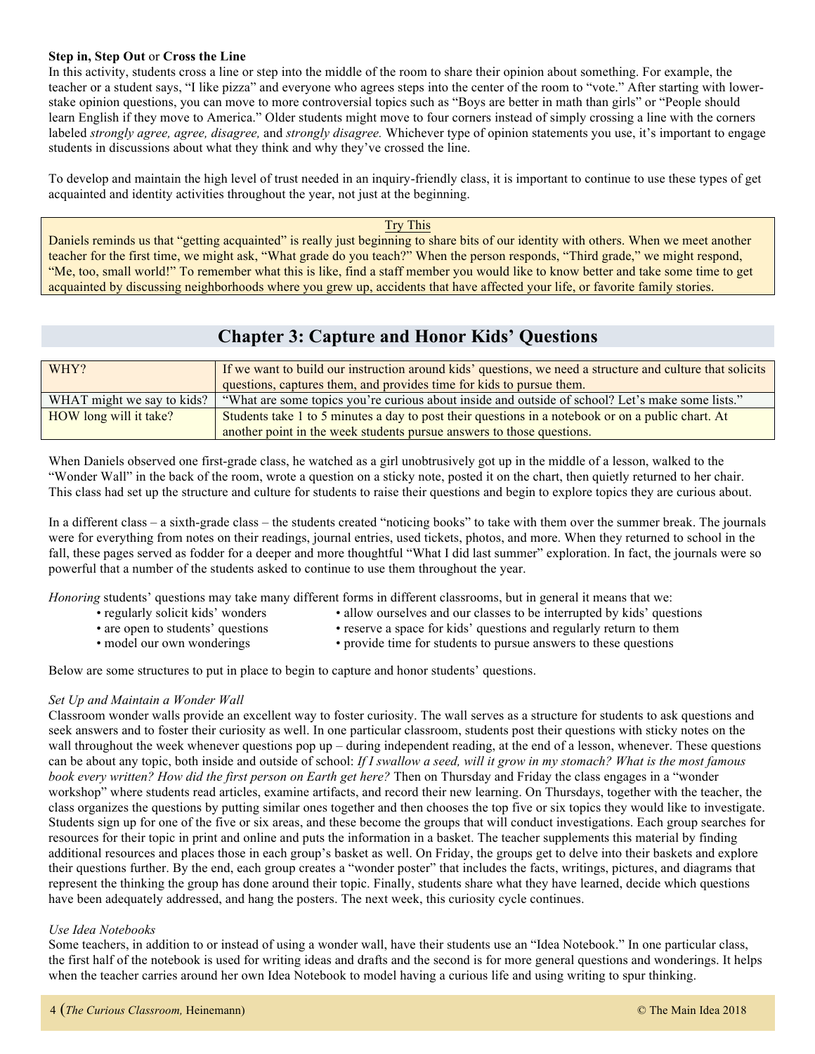**Step in, Step Out** or **Cross the Line**
In this activity, students cross a line or step into the middle of the room to share their opinion about something. For example, the teacher or a student says, "I like pizza" and everyone who agrees steps into the center of the room to "vote." After starting with lower-stake opinion questions, you can move to more controversial topics such as "Boys are better in math than girls" or "People should learn English if they move to America." Older students might move to four corners instead of simply crossing a line with the corners labeled *strongly agree, agree, disagree,* and *strongly disagree.* Whichever type of opinion statements you use, it's important to engage students in discussions about what they think and why they've crossed the line.

To develop and maintain the high level of trust needed in an inquiry-friendly class, it is important to continue to use these types of get acquainted and identity activities throughout the year, not just at the beginning.

> Try This
>
> Daniels reminds us that "getting acquainted" is really just beginning to share bits of our identity with others. When we meet another teacher for the first time, we might ask, "What grade do you teach?" When the person responds, "Third grade," we might respond, "Me, too, small world!" To remember what this is like, find a staff member you would like to know better and take some time to get acquainted by discussing neighborhoods where you grew up, accidents that have affected your life, or favorite family stories.

## Chapter 3: Capture and Honor Kids' Questions

| | |
|---|---|
| WHY? | If we want to build our instruction around kids' questions, we need a structure and culture that solicits questions, captures them, and provides time for kids to pursue them. |
| WHAT might we say to kids? | "What are some topics you're curious about inside and outside of school? Let's make some lists." |
| HOW long will it take? | Students take 1 to 5 minutes a day to post their questions in a notebook or on a public chart. At another point in the week students pursue answers to those questions. |

When Daniels observed one first-grade class, he watched as a girl unobtrusively got up in the middle of a lesson, walked to the "Wonder Wall" in the back of the room, wrote a question on a sticky note, posted it on the chart, then quietly returned to her chair. This class had set up the structure and culture for students to raise their questions and begin to explore topics they are curious about.

In a different class – a sixth-grade class – the students created "noticing books" to take with them over the summer break. The journals were for everything from notes on their readings, journal entries, used tickets, photos, and more. When they returned to school in the fall, these pages served as fodder for a deeper and more thoughtful "What I did last summer" exploration. In fact, the journals were so powerful that a number of the students asked to continue to use them throughout the year.

*Honoring* students' questions may take many different forms in different classrooms, but in general it means that we:

- regularly solicit kids' wonders
- are open to students' questions
- model our own wonderings
- allow ourselves and our classes to be interrupted by kids' questions
- reserve a space for kids' questions and regularly return to them
- provide time for students to pursue answers to these questions

Below are some structures to put in place to begin to capture and honor students' questions.

*Set Up and Maintain a Wonder Wall*
Classroom wonder walls provide an excellent way to foster curiosity. The wall serves as a structure for students to ask questions and seek answers and to foster their curiosity as well. In one particular classroom, students post their questions with sticky notes on the wall throughout the week whenever questions pop up – during independent reading, at the end of a lesson, whenever. These questions can be about any topic, both inside and outside of school: *If I swallow a seed, will it grow in my stomach? What is the most famous book every written? How did the first person on Earth get here?* Then on Thursday and Friday the class engages in a "wonder workshop" where students read articles, examine artifacts, and record their new learning. On Thursdays, together with the teacher, the class organizes the questions by putting similar ones together and then chooses the top five or six topics they would like to investigate. Students sign up for one of the five or six areas, and these become the groups that will conduct investigations. Each group searches for resources for their topic in print and online and puts the information in a basket. The teacher supplements this material by finding additional resources and places those in each group's basket as well. On Friday, the groups get to delve into their baskets and explore their questions further. By the end, each group creates a "wonder poster" that includes the facts, writings, pictures, and diagrams that represent the thinking the group has done around their topic. Finally, students share what they have learned, decide which questions have been adequately addressed, and hang the posters. The next week, this curiosity cycle continues.

*Use Idea Notebooks*
Some teachers, in addition to or instead of using a wonder wall, have their students use an "Idea Notebook." In one particular class, the first half of the notebook is used for writing ideas and drafts and the second is for more general questions and wonderings. It helps when the teacher carries around her own Idea Notebook to model having a curious life and using writing to spur thinking.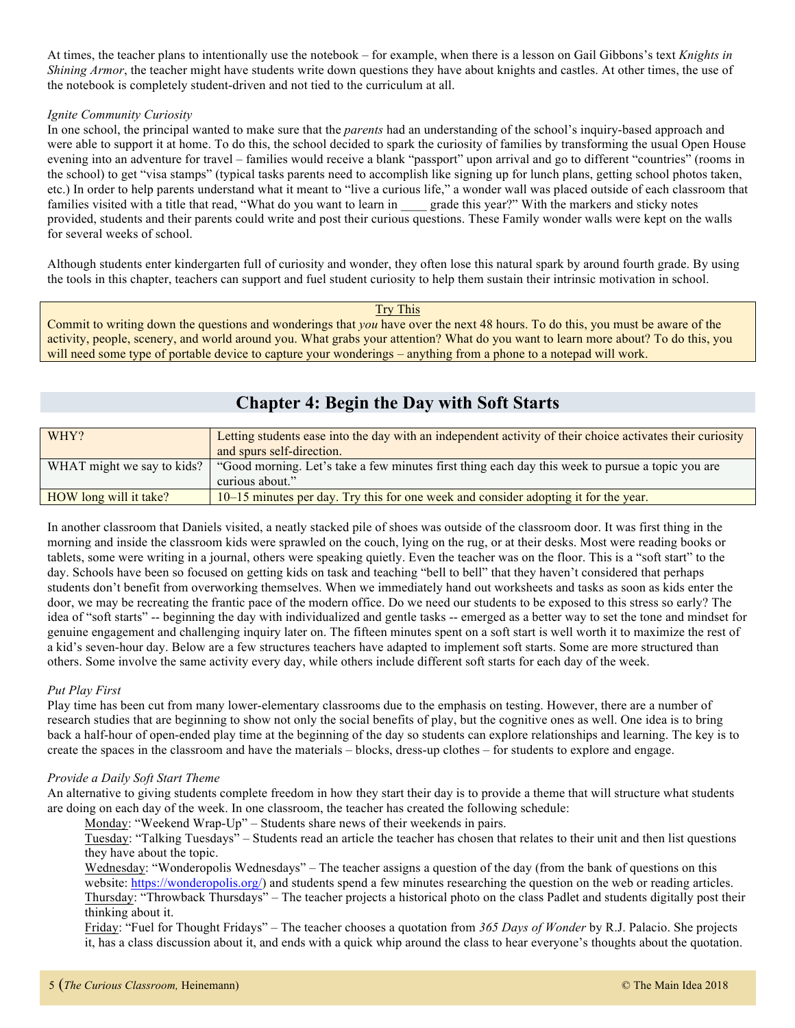At times, the teacher plans to intentionally use the notebook – for example, when there is a lesson on Gail Gibbons's text *Knights in Shining Armor*, the teacher might have students write down questions they have about knights and castles. At other times, the use of the notebook is completely student-driven and not tied to the curriculum at all.

*Ignite Community Curiosity*

In one school, the principal wanted to make sure that the *parents* had an understanding of the school's inquiry-based approach and were able to support it at home. To do this, the school decided to spark the curiosity of families by transforming the usual Open House evening into an adventure for travel – families would receive a blank "passport" upon arrival and go to different "countries" (rooms in the school) to get "visa stamps" (typical tasks parents need to accomplish like signing up for lunch plans, getting school photos taken, etc.) In order to help parents understand what it meant to "live a curious life," a wonder wall was placed outside of each classroom that families visited with a title that read, "What do you want to learn in ____ grade this year?" With the markers and sticky notes provided, students and their parents could write and post their curious questions. These Family wonder walls were kept on the walls for several weeks of school.

Although students enter kindergarten full of curiosity and wonder, they often lose this natural spark by around fourth grade. By using the tools in this chapter, teachers can support and fuel student curiosity to help them sustain their intrinsic motivation in school.

> Try This
>
> Commit to writing down the questions and wonderings that *you* have over the next 48 hours. To do this, you must be aware of the activity, people, scenery, and world around you. What grabs your attention? What do you want to learn more about? To do this, you will need some type of portable device to capture your wonderings – anything from a phone to a notepad will work.

## Chapter 4: Begin the Day with Soft Starts

| WHY? | Letting students ease into the day with an independent activity of their choice activates their curiosity and spurs self-direction. |
|---|---|
| WHAT might we say to kids? | "Good morning. Let's take a few minutes first thing each day this week to pursue a topic you are curious about." |
| HOW long will it take? | 10–15 minutes per day. Try this for one week and consider adopting it for the year. |

In another classroom that Daniels visited, a neatly stacked pile of shoes was outside of the classroom door. It was first thing in the morning and inside the classroom kids were sprawled on the couch, lying on the rug, or at their desks. Most were reading books or tablets, some were writing in a journal, others were speaking quietly. Even the teacher was on the floor. This is a "soft start" to the day. Schools have been so focused on getting kids on task and teaching "bell to bell" that they haven't considered that perhaps students don't benefit from overworking themselves. When we immediately hand out worksheets and tasks as soon as kids enter the door, we may be recreating the frantic pace of the modern office. Do we need our students to be exposed to this stress so early? The idea of "soft starts" -- beginning the day with individualized and gentle tasks -- emerged as a better way to set the tone and mindset for genuine engagement and challenging inquiry later on. The fifteen minutes spent on a soft start is well worth it to maximize the rest of a kid's seven-hour day. Below are a few structures teachers have adapted to implement soft starts. Some are more structured than others. Some involve the same activity every day, while others include different soft starts for each day of the week.

*Put Play First*

Play time has been cut from many lower-elementary classrooms due to the emphasis on testing. However, there are a number of research studies that are beginning to show not only the social benefits of play, but the cognitive ones as well. One idea is to bring back a half-hour of open-ended play time at the beginning of the day so students can explore relationships and learning. The key is to create the spaces in the classroom and have the materials – blocks, dress-up clothes – for students to explore and engage.

*Provide a Daily Soft Start Theme*

An alternative to giving students complete freedom in how they start their day is to provide a theme that will structure what students are doing on each day of the week. In one classroom, the teacher has created the following schedule:

- Monday: "Weekend Wrap-Up" – Students share news of their weekends in pairs.
- Tuesday: "Talking Tuesdays" – Students read an article the teacher has chosen that relates to their unit and then list questions they have about the topic.
- Wednesday: "Wonderopolis Wednesdays" – The teacher assigns a question of the day (from the bank of questions on this website: https://wonderopolis.org/) and students spend a few minutes researching the question on the web or reading articles.
- Thursday: "Throwback Thursdays" – The teacher projects a historical photo on the class Padlet and students digitally post their thinking about it.
- Friday: "Fuel for Thought Fridays" – The teacher chooses a quotation from *365 Days of Wonder* by R.J. Palacio. She projects it, has a class discussion about it, and ends with a quick whip around the class to hear everyone's thoughts about the quotation.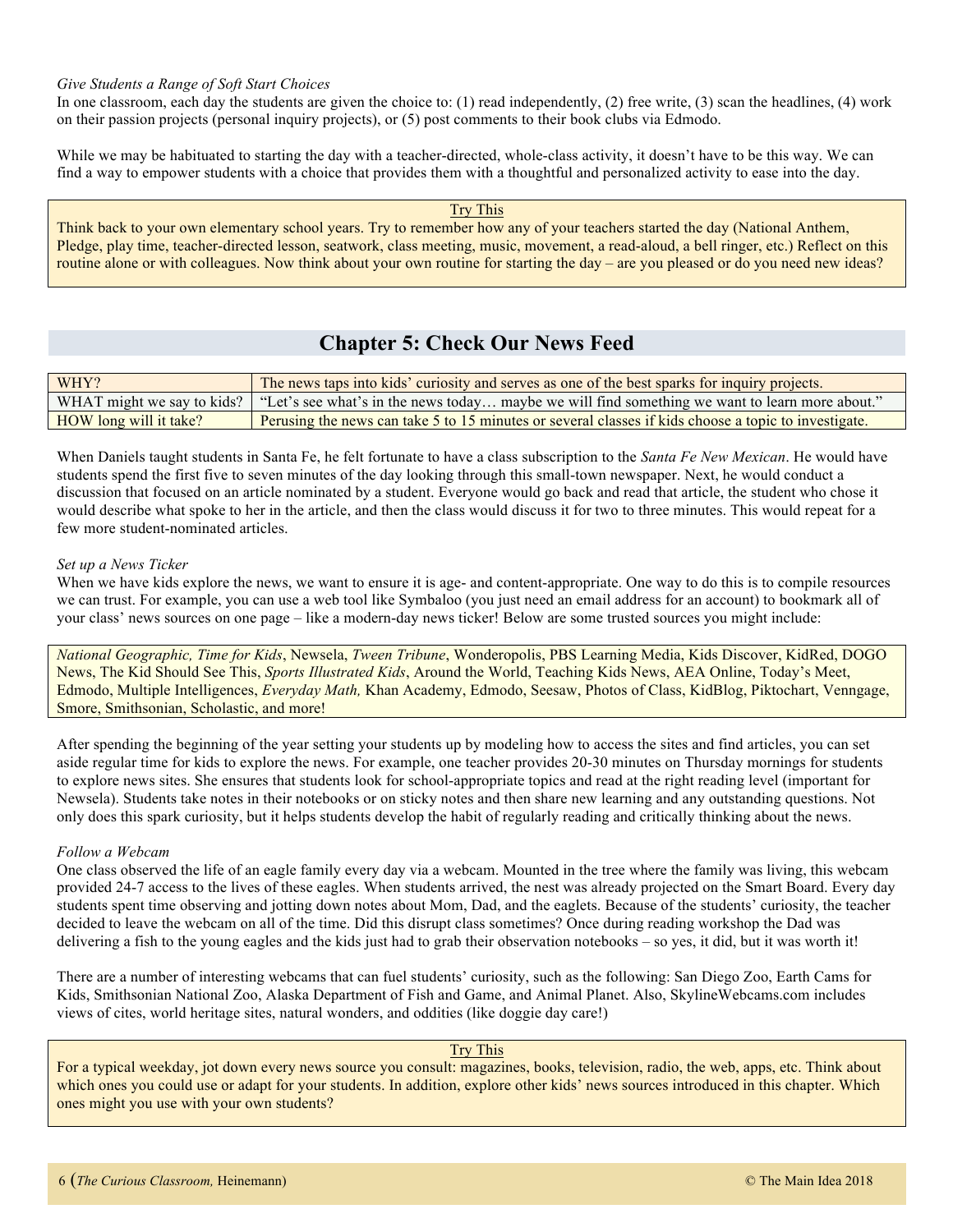*Give Students a Range of Soft Start Choices*
In one classroom, each day the students are given the choice to: (1) read independently, (2) free write, (3) scan the headlines, (4) work on their passion projects (personal inquiry projects), or (5) post comments to their book clubs via Edmodo.

While we may be habituated to starting the day with a teacher-directed, whole-class activity, it doesn't have to be this way. We can find a way to empower students with a choice that provides them with a thoughtful and personalized activity to ease into the day.

> Try This
>
> Think back to your own elementary school years. Try to remember how any of your teachers started the day (National Anthem, Pledge, play time, teacher-directed lesson, seatwork, class meeting, music, movement, a read-aloud, a bell ringer, etc.) Reflect on this routine alone or with colleagues. Now think about your own routine for starting the day – are you pleased or do you need new ideas?

## Chapter 5: Check Our News Feed

| WHY? | The news taps into kids' curiosity and serves as one of the best sparks for inquiry projects. |
|---|---|
| WHAT might we say to kids? | "Let's see what's in the news today… maybe we will find something we want to learn more about." |
| HOW long will it take? | Perusing the news can take 5 to 15 minutes or several classes if kids choose a topic to investigate. |

When Daniels taught students in Santa Fe, he felt fortunate to have a class subscription to the *Santa Fe New Mexican*. He would have students spend the first five to seven minutes of the day looking through this small-town newspaper. Next, he would conduct a discussion that focused on an article nominated by a student. Everyone would go back and read that article, the student who chose it would describe what spoke to her in the article, and then the class would discuss it for two to three minutes. This would repeat for a few more student-nominated articles.

*Set up a News Ticker*
When we have kids explore the news, we want to ensure it is age- and content-appropriate. One way to do this is to compile resources we can trust. For example, you can use a web tool like Symbaloo (you just need an email address for an account) to bookmark all of your class' news sources on one page – like a modern-day news ticker! Below are some trusted sources you might include:

> *National Geographic, Time for Kids*, Newsela, *Tween Tribune*, Wonderopolis, PBS Learning Media, Kids Discover, KidRed, DOGO News, The Kid Should See This, *Sports Illustrated Kids*, Around the World, Teaching Kids News, AEA Online, Today's Meet, Edmodo, Multiple Intelligences, *Everyday Math,* Khan Academy, Edmodo, Seesaw, Photos of Class, KidBlog, Piktochart, Venngage, Smore, Smithsonian, Scholastic, and more!

After spending the beginning of the year setting your students up by modeling how to access the sites and find articles, you can set aside regular time for kids to explore the news. For example, one teacher provides 20-30 minutes on Thursday mornings for students to explore news sites. She ensures that students look for school-appropriate topics and read at the right reading level (important for Newsela). Students take notes in their notebooks or on sticky notes and then share new learning and any outstanding questions. Not only does this spark curiosity, but it helps students develop the habit of regularly reading and critically thinking about the news.

*Follow a Webcam*
One class observed the life of an eagle family every day via a webcam. Mounted in the tree where the family was living, this webcam provided 24-7 access to the lives of these eagles. When students arrived, the nest was already projected on the Smart Board. Every day students spent time observing and jotting down notes about Mom, Dad, and the eaglets. Because of the students' curiosity, the teacher decided to leave the webcam on all of the time. Did this disrupt class sometimes? Once during reading workshop the Dad was delivering a fish to the young eagles and the kids just had to grab their observation notebooks – so yes, it did, but it was worth it!

There are a number of interesting webcams that can fuel students' curiosity, such as the following: San Diego Zoo, Earth Cams for Kids, Smithsonian National Zoo, Alaska Department of Fish and Game, and Animal Planet. Also, SkylineWebcams.com includes views of cites, world heritage sites, natural wonders, and oddities (like doggie day care!)

> Try This
>
> For a typical weekday, jot down every news source you consult: magazines, books, television, radio, the web, apps, etc. Think about which ones you could use or adapt for your students. In addition, explore other kids' news sources introduced in this chapter. Which ones might you use with your own students?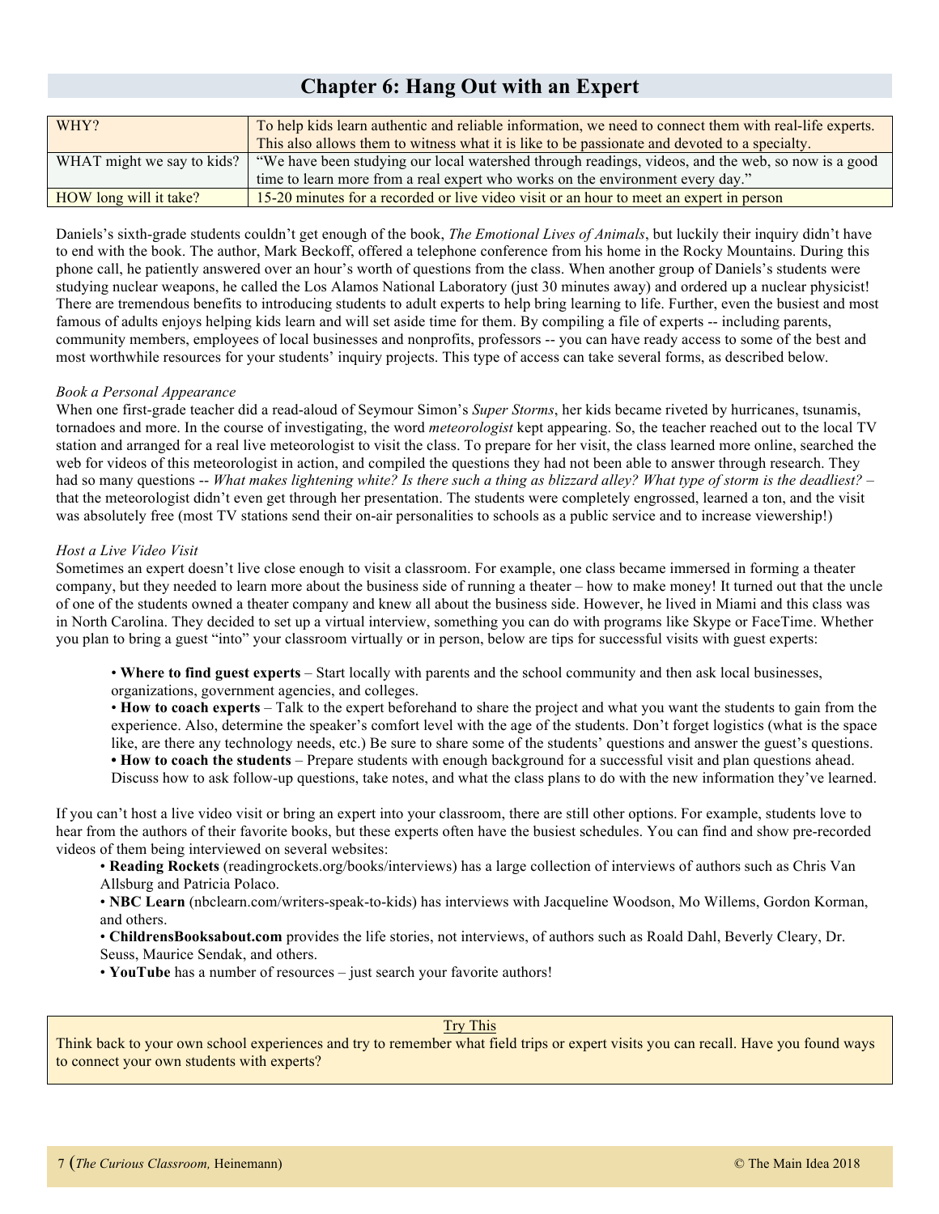## Chapter 6: Hang Out with an Expert

| | |
|---|---|
| WHY? | To help kids learn authentic and reliable information, we need to connect them with real-life experts. This also allows them to witness what it is like to be passionate and devoted to a specialty. |
| WHAT might we say to kids? | "We have been studying our local watershed through readings, videos, and the web, so now is a good time to learn more from a real expert who works on the environment every day." |
| HOW long will it take? | 15-20 minutes for a recorded or live video visit or an hour to meet an expert in person |

Daniels's sixth-grade students couldn't get enough of the book, *The Emotional Lives of Animals*, but luckily their inquiry didn't have to end with the book. The author, Mark Beckoff, offered a telephone conference from his home in the Rocky Mountains. During this phone call, he patiently answered over an hour's worth of questions from the class. When another group of Daniels's students were studying nuclear weapons, he called the Los Alamos National Laboratory (just 30 minutes away) and ordered up a nuclear physicist! There are tremendous benefits to introducing students to adult experts to help bring learning to life. Further, even the busiest and most famous of adults enjoys helping kids learn and will set aside time for them. By compiling a file of experts -- including parents, community members, employees of local businesses and nonprofits, professors -- you can have ready access to some of the best and most worthwhile resources for your students' inquiry projects. This type of access can take several forms, as described below.

*Book a Personal Appearance*

When one first-grade teacher did a read-aloud of Seymour Simon's *Super Storms*, her kids became riveted by hurricanes, tsunamis, tornadoes and more. In the course of investigating, the word *meteorologist* kept appearing. So, the teacher reached out to the local TV station and arranged for a real live meteorologist to visit the class. To prepare for her visit, the class learned more online, searched the web for videos of this meteorologist in action, and compiled the questions they had not been able to answer through research. They had so many questions -- *What makes lightening white? Is there such a thing as blizzard alley? What type of storm is the deadliest?* – that the meteorologist didn't even get through her presentation. The students were completely engrossed, learned a ton, and the visit was absolutely free (most TV stations send their on-air personalities to schools as a public service and to increase viewership!)

*Host a Live Video Visit*

Sometimes an expert doesn't live close enough to visit a classroom. For example, one class became immersed in forming a theater company, but they needed to learn more about the business side of running a theater – how to make money! It turned out that the uncle of one of the students owned a theater company and knew all about the business side. However, he lived in Miami and this class was in North Carolina. They decided to set up a virtual interview, something you can do with programs like Skype or FaceTime. Whether you plan to bring a guest "into" your classroom virtually or in person, below are tips for successful visits with guest experts:

- **Where to find guest experts** – Start locally with parents and the school community and then ask local businesses, organizations, government agencies, and colleges.
- **How to coach experts** – Talk to the expert beforehand to share the project and what you want the students to gain from the experience. Also, determine the speaker's comfort level with the age of the students. Don't forget logistics (what is the space like, are there any technology needs, etc.) Be sure to share some of the students' questions and answer the guest's questions.
- **How to coach the students** – Prepare students with enough background for a successful visit and plan questions ahead. Discuss how to ask follow-up questions, take notes, and what the class plans to do with the new information they've learned.

If you can't host a live video visit or bring an expert into your classroom, there are still other options. For example, students love to hear from the authors of their favorite books, but these experts often have the busiest schedules. You can find and show pre-recorded videos of them being interviewed on several websites:

- **Reading Rockets** (readingrockets.org/books/interviews) has a large collection of interviews of authors such as Chris Van Allsburg and Patricia Polaco.
- **NBC Learn** (nbclearn.com/writers-speak-to-kids) has interviews with Jacqueline Woodson, Mo Willems, Gordon Korman, and others.
- **ChildrensBooksabout.com** provides the life stories, not interviews, of authors such as Roald Dahl, Beverly Cleary, Dr. Seuss, Maurice Sendak, and others.
- **YouTube** has a number of resources – just search your favorite authors!

<u>Try This</u>

Think back to your own school experiences and try to remember what field trips or expert visits you can recall. Have you found ways to connect your own students with experts?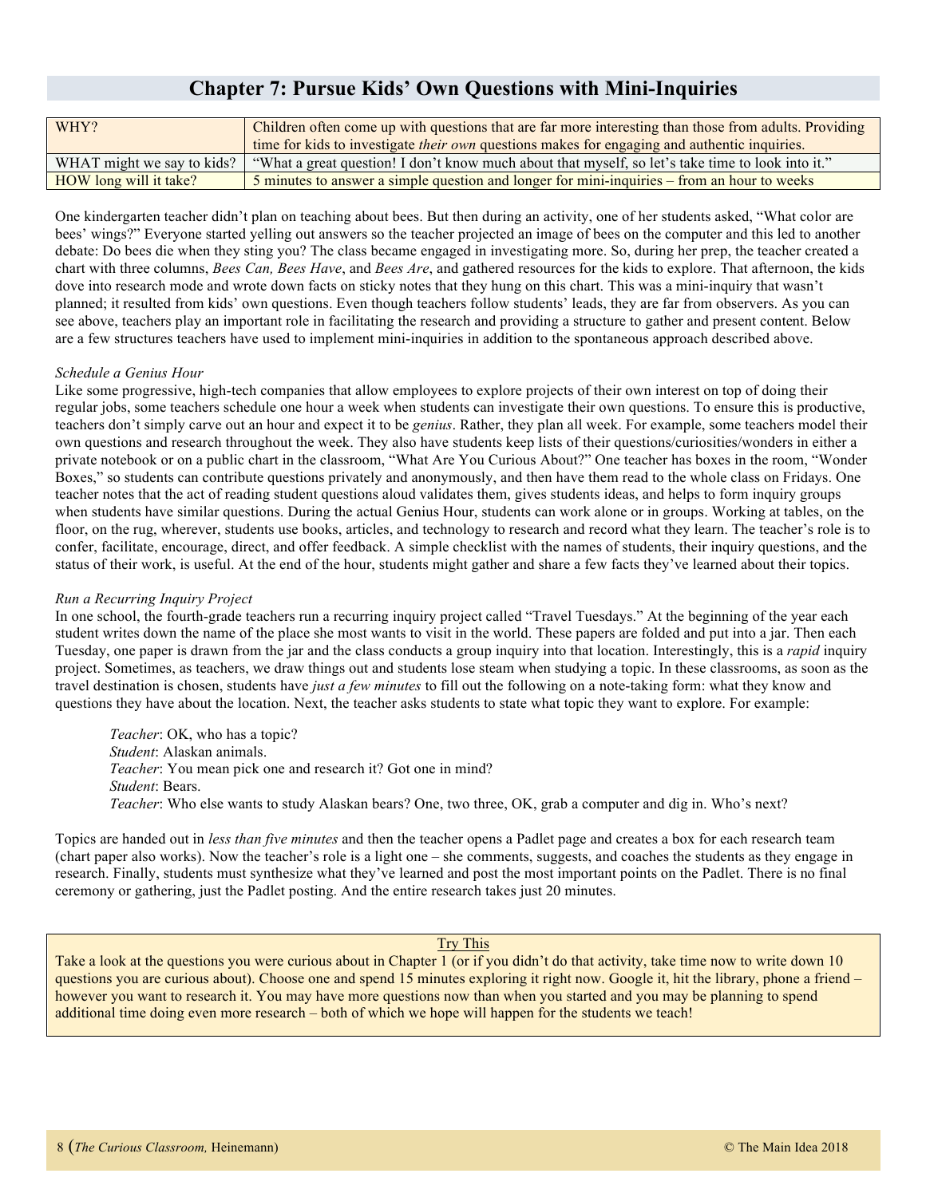## Chapter 7: Pursue Kids' Own Questions with Mini-Inquiries

| | |
|---|---|
| WHY? | Children often come up with questions that are far more interesting than those from adults. Providing time for kids to investigate *their own* questions makes for engaging and authentic inquiries. |
| WHAT might we say to kids? | "What a great question! I don't know much about that myself, so let's take time to look into it." |
| HOW long will it take? | 5 minutes to answer a simple question and longer for mini-inquiries – from an hour to weeks |

One kindergarten teacher didn't plan on teaching about bees. But then during an activity, one of her students asked, "What color are bees' wings?" Everyone started yelling out answers so the teacher projected an image of bees on the computer and this led to another debate: Do bees die when they sting you? The class became engaged in investigating more. So, during her prep, the teacher created a chart with three columns, *Bees Can, Bees Have*, and *Bees Are*, and gathered resources for the kids to explore. That afternoon, the kids dove into research mode and wrote down facts on sticky notes that they hung on this chart. This was a mini-inquiry that wasn't planned; it resulted from kids' own questions. Even though teachers follow students' leads, they are far from observers. As you can see above, teachers play an important role in facilitating the research and providing a structure to gather and present content. Below are a few structures teachers have used to implement mini-inquiries in addition to the spontaneous approach described above.

*Schedule a Genius Hour*

Like some progressive, high-tech companies that allow employees to explore projects of their own interest on top of doing their regular jobs, some teachers schedule one hour a week when students can investigate their own questions. To ensure this is productive, teachers don't simply carve out an hour and expect it to be *genius*. Rather, they plan all week. For example, some teachers model their own questions and research throughout the week. They also have students keep lists of their questions/curiosities/wonders in either a private notebook or on a public chart in the classroom, "What Are You Curious About?" One teacher has boxes in the room, "Wonder Boxes," so students can contribute questions privately and anonymously, and then have them read to the whole class on Fridays. One teacher notes that the act of reading student questions aloud validates them, gives students ideas, and helps to form inquiry groups when students have similar questions. During the actual Genius Hour, students can work alone or in groups. Working at tables, on the floor, on the rug, wherever, students use books, articles, and technology to research and record what they learn. The teacher's role is to confer, facilitate, encourage, direct, and offer feedback. A simple checklist with the names of students, their inquiry questions, and the status of their work, is useful. At the end of the hour, students might gather and share a few facts they've learned about their topics.

*Run a Recurring Inquiry Project*

In one school, the fourth-grade teachers run a recurring inquiry project called "Travel Tuesdays." At the beginning of the year each student writes down the name of the place she most wants to visit in the world. These papers are folded and put into a jar. Then each Tuesday, one paper is drawn from the jar and the class conducts a group inquiry into that location. Interestingly, this is a *rapid* inquiry project. Sometimes, as teachers, we draw things out and students lose steam when studying a topic. In these classrooms, as soon as the travel destination is chosen, students have *just a few minutes* to fill out the following on a note-taking form: what they know and questions they have about the location. Next, the teacher asks students to state what topic they want to explore. For example:

> *Teacher*: OK, who has a topic?
> *Student*: Alaskan animals.
> *Teacher*: You mean pick one and research it? Got one in mind?
> *Student*: Bears.
> *Teacher*: Who else wants to study Alaskan bears? One, two three, OK, grab a computer and dig in. Who's next?

Topics are handed out in *less than five minutes* and then the teacher opens a Padlet page and creates a box for each research team (chart paper also works). Now the teacher's role is a light one – she comments, suggests, and coaches the students as they engage in research. Finally, students must synthesize what they've learned and post the most important points on the Padlet. There is no final ceremony or gathering, just the Padlet posting. And the entire research takes just 20 minutes.

> Try This
>
> Take a look at the questions you were curious about in Chapter 1 (or if you didn't do that activity, take time now to write down 10 questions you are curious about). Choose one and spend 15 minutes exploring it right now. Google it, hit the library, phone a friend – however you want to research it. You may have more questions now than when you started and you may be planning to spend additional time doing even more research – both of which we hope will happen for the students we teach!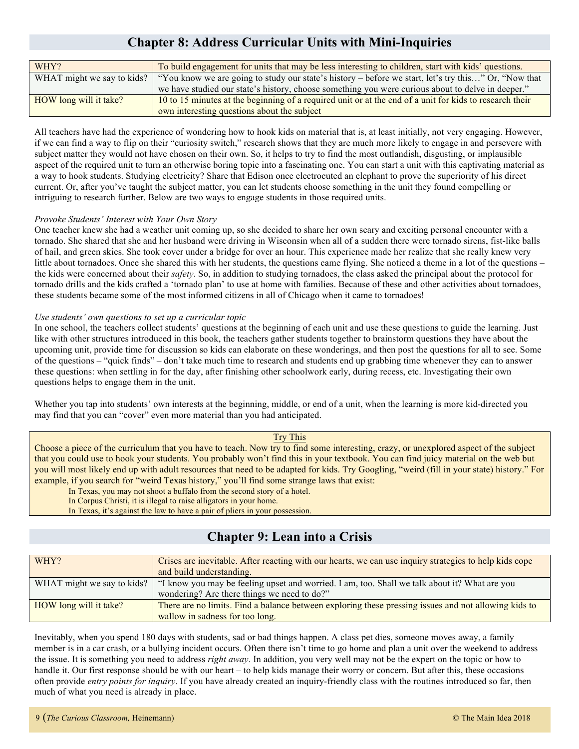## Chapter 8: Address Curricular Units with Mini-Inquiries

| | |
|---|---|
| WHY? | To build engagement for units that may be less interesting to children, start with kids' questions. |
| WHAT might we say to kids? | "You know we are going to study our state's history – before we start, let's try this…" Or, "Now that we have studied our state's history, choose something you were curious about to delve in deeper." |
| HOW long will it take? | 10 to 15 minutes at the beginning of a required unit or at the end of a unit for kids to research their own interesting questions about the subject |

All teachers have had the experience of wondering how to hook kids on material that is, at least initially, not very engaging. However, if we can find a way to flip on their "curiosity switch," research shows that they are much more likely to engage in and persevere with subject matter they would not have chosen on their own. So, it helps to try to find the most outlandish, disgusting, or implausible aspect of the required unit to turn an otherwise boring topic into a fascinating one. You can start a unit with this captivating material as a way to hook students. Studying electricity? Share that Edison once electrocuted an elephant to prove the superiority of his direct current. Or, after you've taught the subject matter, you can let students choose something in the unit they found compelling or intriguing to research further. Below are two ways to engage students in those required units.

*Provoke Students' Interest with Your Own Story*

One teacher knew she had a weather unit coming up, so she decided to share her own scary and exciting personal encounter with a tornado. She shared that she and her husband were driving in Wisconsin when all of a sudden there were tornado sirens, fist-like balls of hail, and green skies. She took cover under a bridge for over an hour. This experience made her realize that she really knew very little about tornadoes. Once she shared this with her students, the questions came flying. She noticed a theme in a lot of the questions – the kids were concerned about their *safety*. So, in addition to studying tornadoes, the class asked the principal about the protocol for tornado drills and the kids crafted a 'tornado plan' to use at home with families. Because of these and other activities about tornadoes, these students became some of the most informed citizens in all of Chicago when it came to tornadoes!

*Use students' own questions to set up a curricular topic*

In one school, the teachers collect students' questions at the beginning of each unit and use these questions to guide the learning. Just like with other structures introduced in this book, the teachers gather students together to brainstorm questions they have about the upcoming unit, provide time for discussion so kids can elaborate on these wonderings, and then post the questions for all to see. Some of the questions – "quick finds" – don't take much time to research and students end up grabbing time whenever they can to answer these questions: when settling in for the day, after finishing other schoolwork early, during recess, etc. Investigating their own questions helps to engage them in the unit.

Whether you tap into students' own interests at the beginning, middle, or end of a unit, when the learning is more kid-directed you may find that you can "cover" even more material than you had anticipated.

> **Try This**
>
> Choose a piece of the curriculum that you have to teach. Now try to find some interesting, crazy, or unexplored aspect of the subject that you could use to hook your students. You probably won't find this in your textbook. You can find juicy material on the web but you will most likely end up with adult resources that need to be adapted for kids. Try Googling, "weird (fill in your state) history." For example, if you search for "weird Texas history," you'll find some strange laws that exist:
>
> In Texas, you may not shoot a buffalo from the second story of a hotel.
> In Corpus Christi, it is illegal to raise alligators in your home.
> In Texas, it's against the law to have a pair of pliers in your possession.

## Chapter 9: Lean into a Crisis

| | |
|---|---|
| WHY? | Crises are inevitable. After reacting with our hearts, we can use inquiry strategies to help kids cope and build understanding. |
| WHAT might we say to kids? | "I know you may be feeling upset and worried. I am, too. Shall we talk about it? What are you wondering? Are there things we need to do?" |
| HOW long will it take? | There are no limits. Find a balance between exploring these pressing issues and not allowing kids to wallow in sadness for too long. |

Inevitably, when you spend 180 days with students, sad or bad things happen. A class pet dies, someone moves away, a family member is in a car crash, or a bullying incident occurs. Often there isn't time to go home and plan a unit over the weekend to address the issue. It is something you need to address *right away*. In addition, you very well may not be the expert on the topic or how to handle it. Our first response should be with our heart – to help kids manage their worry or concern. But after this, these occasions often provide *entry points for inquiry*. If you have already created an inquiry-friendly class with the routines introduced so far, then much of what you need is already in place.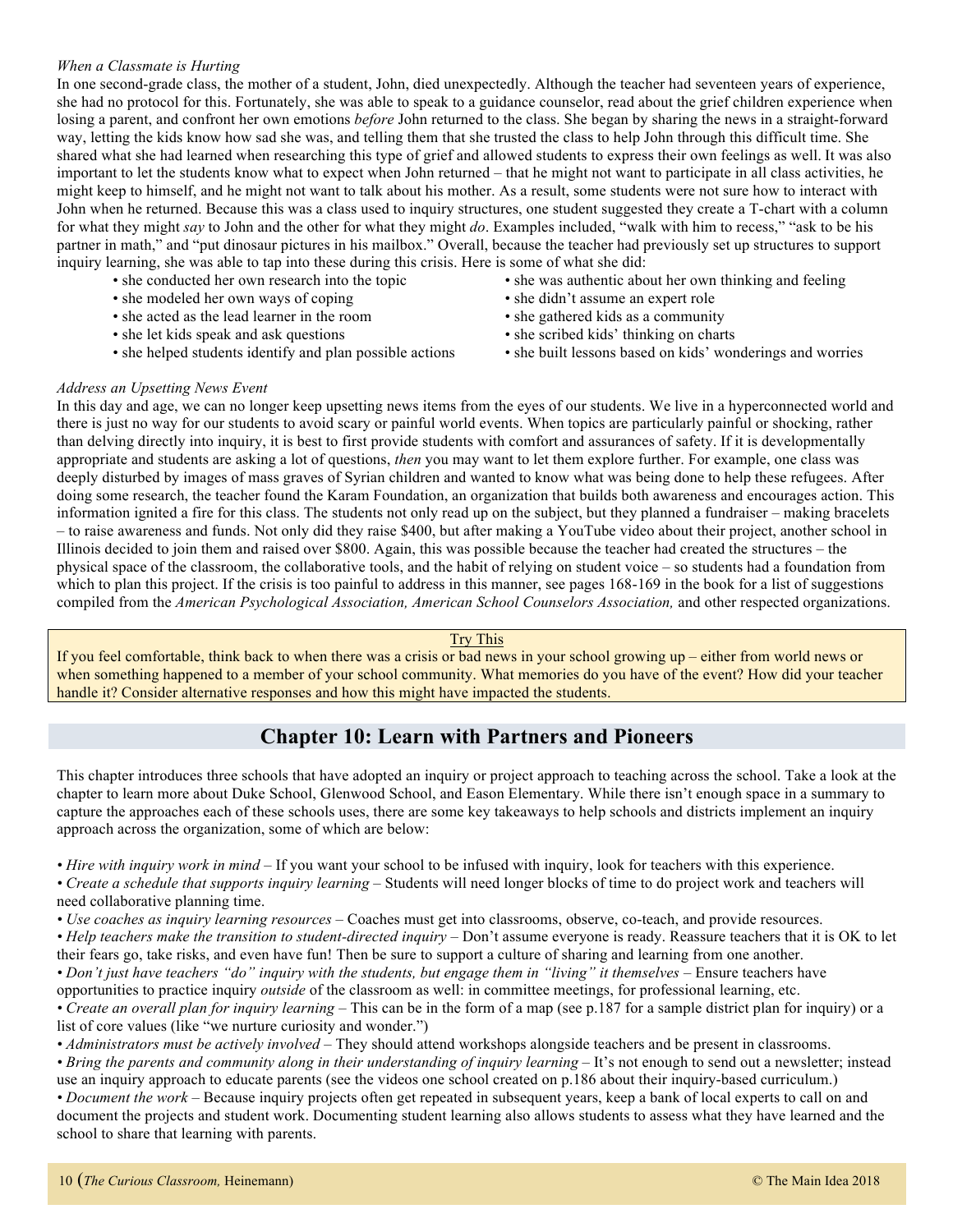*When a Classmate is Hurting*

In one second-grade class, the mother of a student, John, died unexpectedly. Although the teacher had seventeen years of experience, she had no protocol for this. Fortunately, she was able to speak to a guidance counselor, read about the grief children experience when losing a parent, and confront her own emotions *before* John returned to the class. She began by sharing the news in a straight-forward way, letting the kids know how sad she was, and telling them that she trusted the class to help John through this difficult time. She shared what she had learned when researching this type of grief and allowed students to express their own feelings as well. It was also important to let the students know what to expect when John returned – that he might not want to participate in all class activities, he might keep to himself, and he might not want to talk about his mother. As a result, some students were not sure how to interact with John when he returned. Because this was a class used to inquiry structures, one student suggested they create a T-chart with a column for what they might *say* to John and the other for what they might *do*. Examples included, "walk with him to recess," "ask to be his partner in math," and "put dinosaur pictures in his mailbox." Overall, because the teacher had previously set up structures to support inquiry learning, she was able to tap into these during this crisis. Here is some of what she did:

- she conducted her own research into the topic
- she modeled her own ways of coping
- she acted as the lead learner in the room
- she let kids speak and ask questions
- she helped students identify and plan possible actions
- she was authentic about her own thinking and feeling
- she didn't assume an expert role
- she gathered kids as a community
- she scribed kids' thinking on charts
- she built lessons based on kids' wonderings and worries

*Address an Upsetting News Event*

In this day and age, we can no longer keep upsetting news items from the eyes of our students. We live in a hyperconnected world and there is just no way for our students to avoid scary or painful world events. When topics are particularly painful or shocking, rather than delving directly into inquiry, it is best to first provide students with comfort and assurances of safety. If it is developmentally appropriate and students are asking a lot of questions, *then* you may want to let them explore further. For example, one class was deeply disturbed by images of mass graves of Syrian children and wanted to know what was being done to help these refugees. After doing some research, the teacher found the Karam Foundation, an organization that builds both awareness and encourages action. This information ignited a fire for this class. The students not only read up on the subject, but they planned a fundraiser – making bracelets – to raise awareness and funds. Not only did they raise $400, but after making a YouTube video about their project, another school in Illinois decided to join them and raised over $800. Again, this was possible because the teacher had created the structures – the physical space of the classroom, the collaborative tools, and the habit of relying on student voice – so students had a foundation from which to plan this project. If the crisis is too painful to address in this manner, see pages 168-169 in the book for a list of suggestions compiled from the *American Psychological Association, American School Counselors Association,* and other respected organizations.

<u>Try This</u>

If you feel comfortable, think back to when there was a crisis or bad news in your school growing up – either from world news or when something happened to a member of your school community. What memories do you have of the event? How did your teacher handle it? Consider alternative responses and how this might have impacted the students.

## Chapter 10: Learn with Partners and Pioneers

This chapter introduces three schools that have adopted an inquiry or project approach to teaching across the school. Take a look at the chapter to learn more about Duke School, Glenwood School, and Eason Elementary. While there isn't enough space in a summary to capture the approaches each of these schools uses, there are some key takeaways to help schools and districts implement an inquiry approach across the organization, some of which are below:

- *Hire with inquiry work in mind* – If you want your school to be infused with inquiry, look for teachers with this experience.
- *Create a schedule that supports inquiry learning* – Students will need longer blocks of time to do project work and teachers will need collaborative planning time.
- *Use coaches as inquiry learning resources* – Coaches must get into classrooms, observe, co-teach, and provide resources.
- *Help teachers make the transition to student-directed inquiry* – Don't assume everyone is ready. Reassure teachers that it is OK to let their fears go, take risks, and even have fun! Then be sure to support a culture of sharing and learning from one another.
- *Don't just have teachers "do" inquiry with the students, but engage them in "living" it themselves* – Ensure teachers have opportunities to practice inquiry *outside* of the classroom as well: in committee meetings, for professional learning, etc.
- *Create an overall plan for inquiry learning* – This can be in the form of a map (see p.187 for a sample district plan for inquiry) or a list of core values (like "we nurture curiosity and wonder.")
- *Administrators must be actively involved* – They should attend workshops alongside teachers and be present in classrooms.
- *Bring the parents and community along in their understanding of inquiry learning* – It's not enough to send out a newsletter; instead use an inquiry approach to educate parents (see the videos one school created on p.186 about their inquiry-based curriculum.)
- *Document the work* – Because inquiry projects often get repeated in subsequent years, keep a bank of local experts to call on and document the projects and student work. Documenting student learning also allows students to assess what they have learned and the school to share that learning with parents.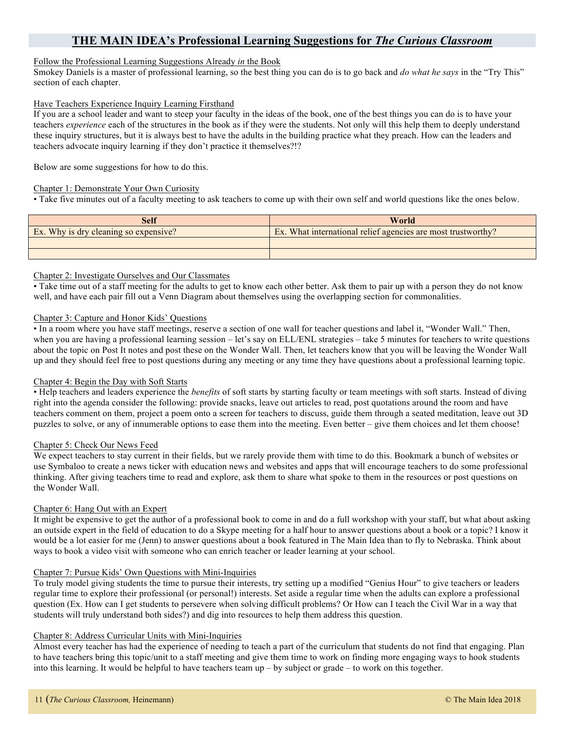## THE MAIN IDEA's Professional Learning Suggestions for *The Curious Classroom*

Follow the Professional Learning Suggestions Already *in* the Book
Smokey Daniels is a master of professional learning, so the best thing you can do is to go back and *do what he says* in the "Try This" section of each chapter.

Have Teachers Experience Inquiry Learning Firsthand
If you are a school leader and want to steep your faculty in the ideas of the book, one of the best things you can do is to have your teachers *experience* each of the structures in the book as if they were the students. Not only will this help them to deeply understand these inquiry structures, but it is always best to have the adults in the building practice what they preach. How can the leaders and teachers advocate inquiry learning if they don't practice it themselves?!?

Below are some suggestions for how to do this.

Chapter 1: Demonstrate Your Own Curiosity
• Take five minutes out of a faculty meeting to ask teachers to come up with their own self and world questions like the ones below.

| Self | World |
|---|---|
| Ex. Why is dry cleaning so expensive? | Ex. What international relief agencies are most trustworthy? |
| | |
| | |

Chapter 2: Investigate Ourselves and Our Classmates
• Take time out of a staff meeting for the adults to get to know each other better. Ask them to pair up with a person they do not know well, and have each pair fill out a Venn Diagram about themselves using the overlapping section for commonalities.

Chapter 3: Capture and Honor Kids' Questions
• In a room where you have staff meetings, reserve a section of one wall for teacher questions and label it, "Wonder Wall." Then, when you are having a professional learning session – let's say on ELL/ENL strategies – take 5 minutes for teachers to write questions about the topic on Post It notes and post these on the Wonder Wall. Then, let teachers know that you will be leaving the Wonder Wall up and they should feel free to post questions during any meeting or any time they have questions about a professional learning topic.

Chapter 4: Begin the Day with Soft Starts
• Help teachers and leaders experience the *benefits* of soft starts by starting faculty or team meetings with soft starts. Instead of diving right into the agenda consider the following: provide snacks, leave out articles to read, post quotations around the room and have teachers comment on them, project a poem onto a screen for teachers to discuss, guide them through a seated meditation, leave out 3D puzzles to solve, or any of innumerable options to ease them into the meeting. Even better – give them choices and let them choose!

Chapter 5: Check Our News Feed
We expect teachers to stay current in their fields, but we rarely provide them with time to do this. Bookmark a bunch of websites or use Symbaloo to create a news ticker with education news and websites and apps that will encourage teachers to do some professional thinking. After giving teachers time to read and explore, ask them to share what spoke to them in the resources or post questions on the Wonder Wall.

Chapter 6: Hang Out with an Expert
It might be expensive to get the author of a professional book to come in and do a full workshop with your staff, but what about asking an outside expert in the field of education to do a Skype meeting for a half hour to answer questions about a book or a topic? I know it would be a lot easier for me (Jenn) to answer questions about a book featured in The Main Idea than to fly to Nebraska. Think about ways to book a video visit with someone who can enrich teacher or leader learning at your school.

Chapter 7: Pursue Kids' Own Questions with Mini-Inquiries
To truly model giving students the time to pursue their interests, try setting up a modified "Genius Hour" to give teachers or leaders regular time to explore their professional (or personal!) interests. Set aside a regular time when the adults can explore a professional question (Ex. How can I get students to persevere when solving difficult problems? Or How can I teach the Civil War in a way that students will truly understand both sides?) and dig into resources to help them address this question.

Chapter 8: Address Curricular Units with Mini-Inquiries
Almost every teacher has had the experience of needing to teach a part of the curriculum that students do not find that engaging. Plan to have teachers bring this topic/unit to a staff meeting and give them time to work on finding more engaging ways to hook students into this learning. It would be helpful to have teachers team up – by subject or grade – to work on this together.